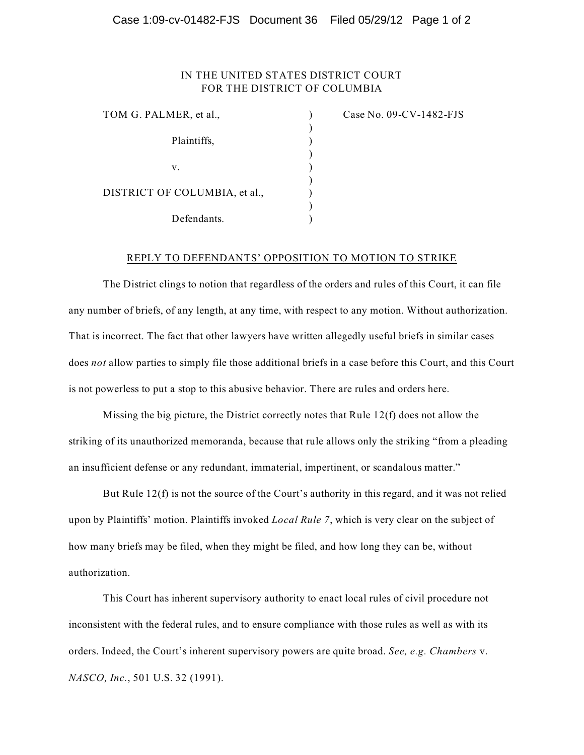IN THE UNITED STATES DISTRICT COURT
FOR THE DISTRICT OF COLUMBIA

| | | |
|---|---|---|
| TOM G. PALMER, et al., | ) | Case No. 09-CV-1482-FJS |
| | ) | |
| Plaintiffs, | ) | |
| | ) | |
| v. | ) | |
| | ) | |
| DISTRICT OF COLUMBIA, et al., | ) | |
| | ) | |
| Defendants. | ) | |

## REPLY TO DEFENDANTS' OPPOSITION TO MOTION TO STRIKE

The District clings to notion that regardless of the orders and rules of this Court, it can file any number of briefs, of any length, at any time, with respect to any motion. Without authorization. That is incorrect. The fact that other lawyers have written allegedly useful briefs in similar cases does *not* allow parties to simply file those additional briefs in a case before this Court, and this Court is not powerless to put a stop to this abusive behavior. There are rules and orders here.

Missing the big picture, the District correctly notes that Rule 12(f) does not allow the striking of its unauthorized memoranda, because that rule allows only the striking "from a pleading an insufficient defense or any redundant, immaterial, impertinent, or scandalous matter."

But Rule 12(f) is not the source of the Court's authority in this regard, and it was not relied upon by Plaintiffs' motion. Plaintiffs invoked *Local Rule 7*, which is very clear on the subject of how many briefs may be filed, when they might be filed, and how long they can be, without authorization.

This Court has inherent supervisory authority to enact local rules of civil procedure not inconsistent with the federal rules, and to ensure compliance with those rules as well as with its orders. Indeed, the Court's inherent supervisory powers are quite broad. *See, e.g. Chambers* v. *NASCO, Inc.*, 501 U.S. 32 (1991).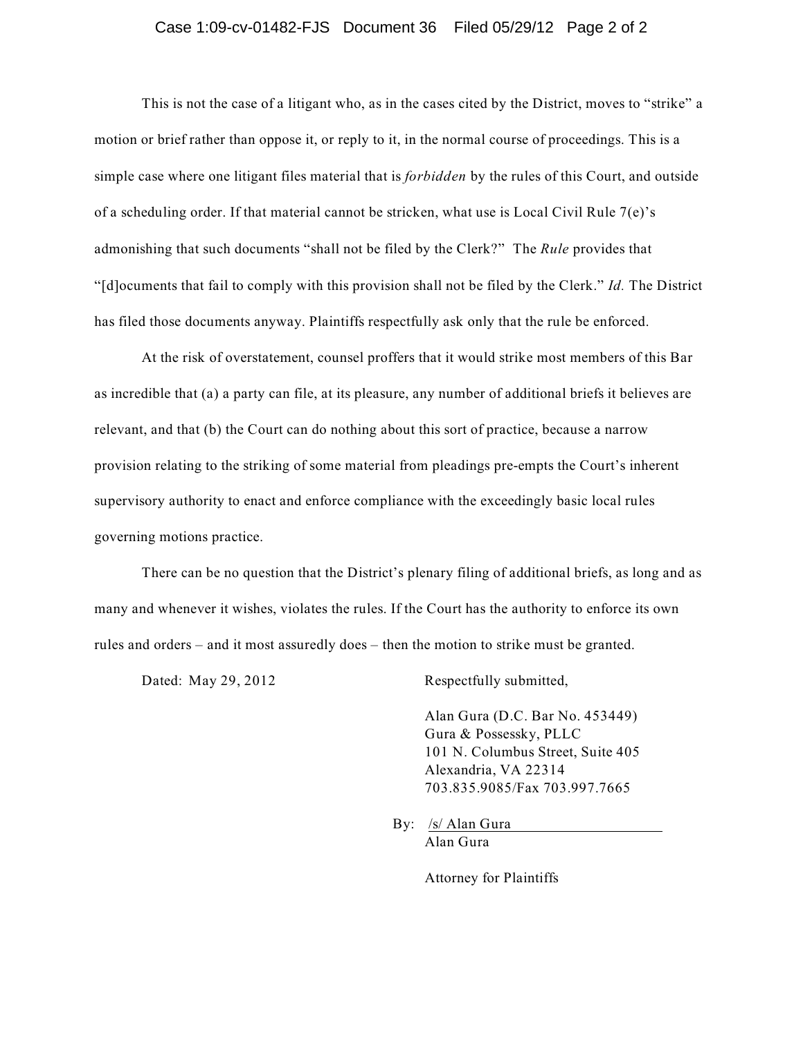This is not the case of a litigant who, as in the cases cited by the District, moves to "strike" a motion or brief rather than oppose it, or reply to it, in the normal course of proceedings. This is a simple case where one litigant files material that is *forbidden* by the rules of this Court, and outside of a scheduling order. If that material cannot be stricken, what use is Local Civil Rule 7(e)'s admonishing that such documents "shall not be filed by the Clerk?" The *Rule* provides that "[d]ocuments that fail to comply with this provision shall not be filed by the Clerk." *Id.* The District has filed those documents anyway. Plaintiffs respectfully ask only that the rule be enforced.

At the risk of overstatement, counsel proffers that it would strike most members of this Bar as incredible that (a) a party can file, at its pleasure, any number of additional briefs it believes are relevant, and that (b) the Court can do nothing about this sort of practice, because a narrow provision relating to the striking of some material from pleadings pre-empts the Court's inherent supervisory authority to enact and enforce compliance with the exceedingly basic local rules governing motions practice.

There can be no question that the District's plenary filing of additional briefs, as long and as many and whenever it wishes, violates the rules. If the Court has the authority to enforce its own rules and orders – and it most assuredly does – then the motion to strike must be granted.

Dated: May 29, 2012

Respectfully submitted,

Alan Gura (D.C. Bar No. 453449)
Gura & Possessky, PLLC
101 N. Columbus Street, Suite 405
Alexandria, VA 22314
703.835.9085/Fax 703.997.7665

By: /s/ Alan Gura
Alan Gura

Attorney for Plaintiffs